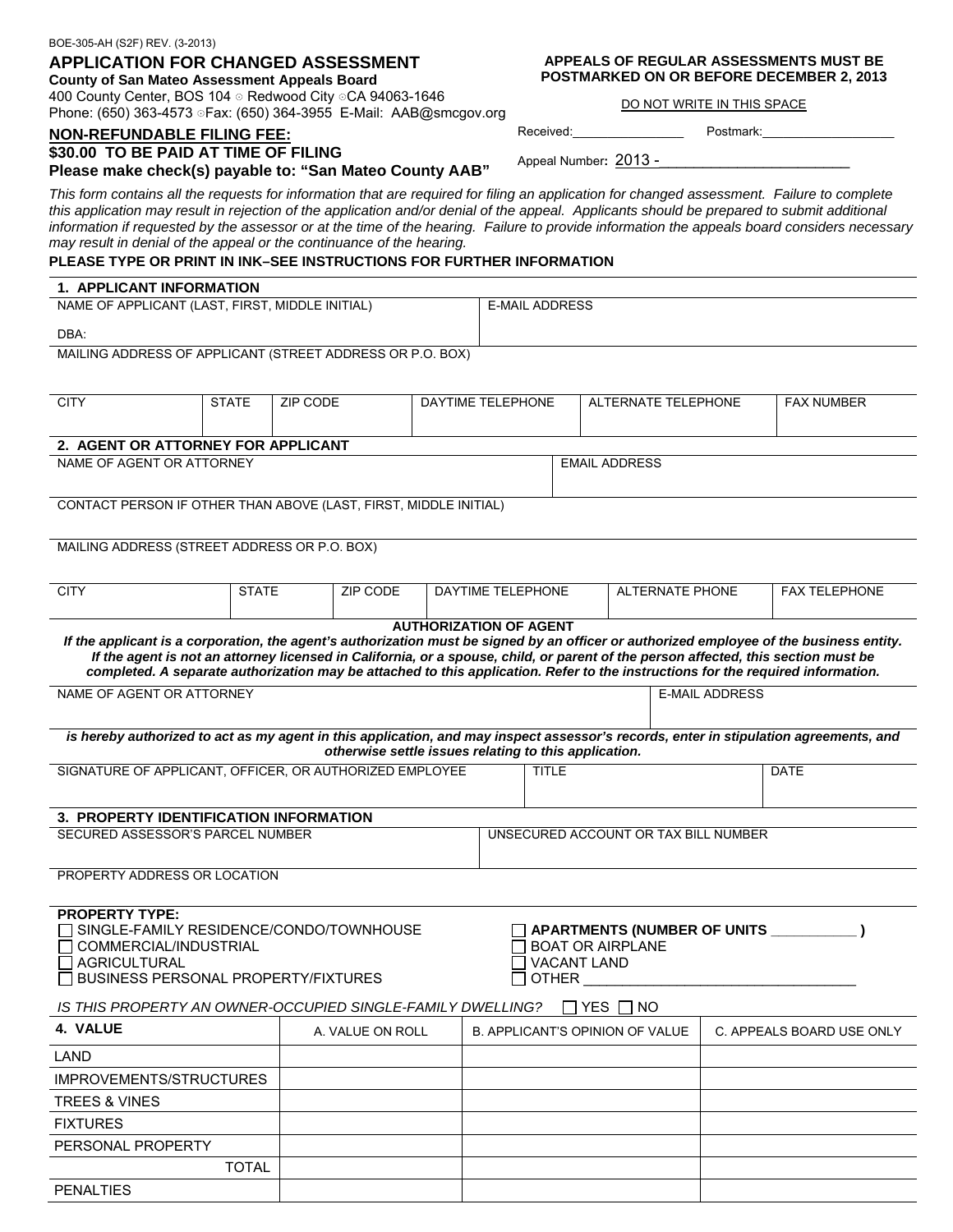BOE-305-AH (S2F) REV. (3-2013)

# APPLICATION FOR CHANGED ASSESSMENT

**County of San Mateo Assessment Appeals Board**

400 County Center, BOS 104 ⊙ Redwood City ⊙CA 94063-1646
Phone: (650) 363-4573 ⊙Fax: (650) 364-3955 E-Mail: AAB@smcgov.org

**NON-REFUNDABLE FILING FEE:**
**$30.00 TO BE PAID AT TIME OF FILING**
**Please make check(s) payable to: "San Mateo County AAB"**

**APPEALS OF REGULAR ASSESSMENTS MUST BE POSTMARKED ON OR BEFORE DECEMBER 2, 2013**

DO NOT WRITE IN THIS SPACE

Received:________________ Postmark:___________________

Appeal Number: 2013 -________________________

*This form contains all the requests for information that are required for filing an application for changed assessment. Failure to complete this application may result in rejection of the application and/or denial of the appeal. Applicants should be prepared to submit additional information if requested by the assessor or at the time of the hearing. Failure to provide information the appeals board considers necessary may result in denial of the appeal or the continuance of the hearing.*

**PLEASE TYPE OR PRINT IN INK–SEE INSTRUCTIONS FOR FURTHER INFORMATION**

## 1. APPLICANT INFORMATION

| NAME OF APPLICANT (LAST, FIRST, MIDDLE INITIAL) | E-MAIL ADDRESS |
|---|---|
| DBA: | |

MAILING ADDRESS OF APPLICANT (STREET ADDRESS OR P.O. BOX)

| CITY | STATE | ZIP CODE | DAYTIME TELEPHONE | ALTERNATE TELEPHONE | FAX NUMBER |
|---|---|---|---|---|---|
| | | | | | |

## 2. AGENT OR ATTORNEY FOR APPLICANT

| NAME OF AGENT OR ATTORNEY | EMAIL ADDRESS |
|---|---|
| | |

CONTACT PERSON IF OTHER THAN ABOVE (LAST, FIRST, MIDDLE INITIAL)

MAILING ADDRESS (STREET ADDRESS OR P.O. BOX)

| CITY | STATE | ZIP CODE | DAYTIME TELEPHONE | ALTERNATE PHONE | FAX TELEPHONE |
|---|---|---|---|---|---|
| | | | | | |

**AUTHORIZATION OF AGENT**

***If the applicant is a corporation, the agent's authorization must be signed by an officer or authorized employee of the business entity. If the agent is not an attorney licensed in California, or a spouse, child, or parent of the person affected, this section must be completed. A separate authorization may be attached to this application. Refer to the instructions for the required information.***

| NAME OF AGENT OR ATTORNEY | E-MAIL ADDRESS |
|---|---|
| | |

***is hereby authorized to act as my agent in this application, and may inspect assessor's records, enter in stipulation agreements, and otherwise settle issues relating to this application.***

| SIGNATURE OF APPLICANT, OFFICER, OR AUTHORIZED EMPLOYEE | TITLE | DATE |
|---|---|---|
| | | |

## 3. PROPERTY IDENTIFICATION INFORMATION

| SECURED ASSESSOR'S PARCEL NUMBER | UNSECURED ACCOUNT OR TAX BILL NUMBER |
|---|---|
| | |

PROPERTY ADDRESS OR LOCATION

**PROPERTY TYPE:**

- ☐ SINGLE-FAMILY RESIDENCE/CONDO/TOWNHOUSE
- ☐ COMMERCIAL/INDUSTRIAL
- ☐ AGRICULTURAL
- ☐ BUSINESS PERSONAL PROPERTY/FIXTURES
- ☐ **APARTMENTS (NUMBER OF UNITS ___________ )**
- ☐ BOAT OR AIRPLANE
- ☐ VACANT LAND
- ☐ OTHER ___________________________________

*IS THIS PROPERTY AN OWNER-OCCUPIED SINGLE-FAMILY DWELLING?* ☐ YES ☐ NO

| **4. VALUE** | A. VALUE ON ROLL | B. APPLICANT'S OPINION OF VALUE | C. APPEALS BOARD USE ONLY |
|---|---|---|---|
| LAND | | | |
| IMPROVEMENTS/STRUCTURES | | | |
| TREES & VINES | | | |
| FIXTURES | | | |
| PERSONAL PROPERTY | | | |
| TOTAL | | | |
| PENALTIES | | | |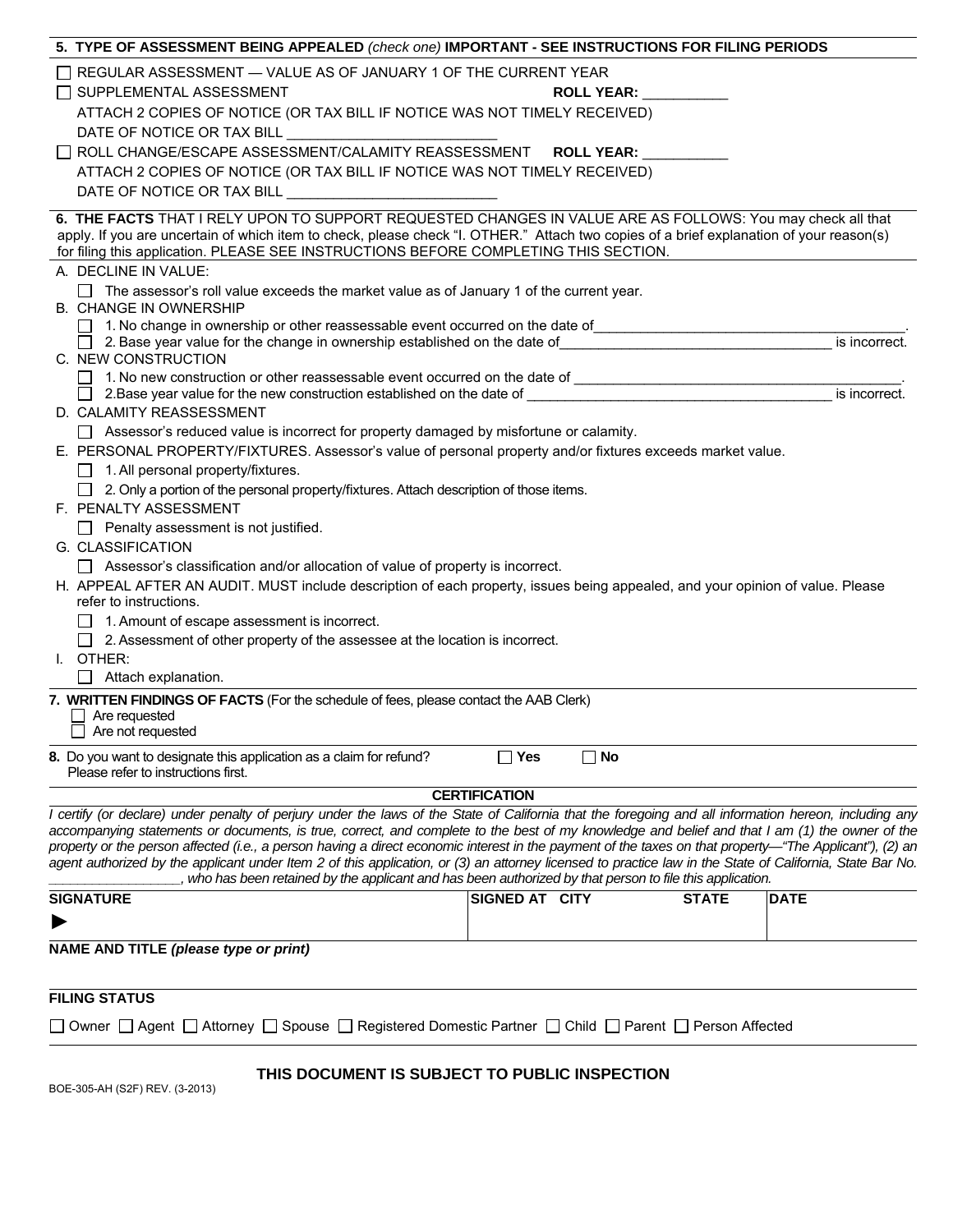**5. TYPE OF ASSESSMENT BEING APPEALED** *(check one)* **IMPORTANT - SEE INSTRUCTIONS FOR FILING PERIODS**

☐ REGULAR ASSESSMENT — VALUE AS OF JANUARY 1 OF THE CURRENT YEAR

☐ SUPPLEMENTAL ASSESSMENT **ROLL YEAR:** ___________

ATTACH 2 COPIES OF NOTICE (OR TAX BILL IF NOTICE WAS NOT TIMELY RECEIVED)

DATE OF NOTICE OR TAX BILL ___________________________

☐ ROLL CHANGE/ESCAPE ASSESSMENT/CALAMITY REASSESSMENT **ROLL YEAR:** ___________

ATTACH 2 COPIES OF NOTICE (OR TAX BILL IF NOTICE WAS NOT TIMELY RECEIVED)

DATE OF NOTICE OR TAX BILL ___________________________

**6. THE FACTS** THAT I RELY UPON TO SUPPORT REQUESTED CHANGES IN VALUE ARE AS FOLLOWS: You may check all that apply. If you are uncertain of which item to check, please check "I. OTHER." Attach two copies of a brief explanation of your reason(s) for filing this application. PLEASE SEE INSTRUCTIONS BEFORE COMPLETING THIS SECTION.

A. DECLINE IN VALUE:

☐ The assessor's roll value exceeds the market value as of January 1 of the current year.

B. CHANGE IN OWNERSHIP

☐ 1. No change in ownership or other reassessable event occurred on the date of_________________________________________.

☐ 2. Base year value for the change in ownership established on the date of____________________________________ is incorrect.

C. NEW CONSTRUCTION

☐ 1. No new construction or other reassessable event occurred on the date of _____________________________________________.

☐ 2.Base year value for the new construction established on the date of _________________________________________ is incorrect.

D. CALAMITY REASSESSMENT

☐ Assessor's reduced value is incorrect for property damaged by misfortune or calamity.

E. PERSONAL PROPERTY/FIXTURES. Assessor's value of personal property and/or fixtures exceeds market value.

☐ 1. All personal property/fixtures.

☐ 2. Only a portion of the personal property/fixtures. Attach description of those items.

F. PENALTY ASSESSMENT

☐ Penalty assessment is not justified.

G. CLASSIFICATION

☐ Assessor's classification and/or allocation of value of property is incorrect.

H. APPEAL AFTER AN AUDIT. MUST include description of each property, issues being appealed, and your opinion of value. Please refer to instructions.

☐ 1. Amount of escape assessment is incorrect.

☐ 2. Assessment of other property of the assessee at the location is incorrect.

I. OTHER:

☐ Attach explanation.

**7. WRITTEN FINDINGS OF FACTS** (For the schedule of fees, please contact the AAB Clerk)

☐ Are requested

☐ Are not requested

**8.** Do you want to designate this application as a claim for refund? ☐ **Yes** ☐ **No**

Please refer to instructions first.

**CERTIFICATION**

*I certify (or declare) under penalty of perjury under the laws of the State of California that the foregoing and all information hereon, including any accompanying statements or documents, is true, correct, and complete to the best of my knowledge and belief and that I am (1) the owner of the property or the person affected (i.e., a person having a direct economic interest in the payment of the taxes on that property—"The Applicant"), (2) an agent authorized by the applicant under Item 2 of this application, or (3) an attorney licensed to practice law in the State of California, State Bar No. _________________, who has been retained by the applicant and has been authorized by that person to file this application.*

| SIGNATURE | SIGNED AT CITY | STATE | DATE |
|---|---|---|---|
| ► | | | |

**NAME AND TITLE** *(please type or print)*

**FILING STATUS**

☐ Owner ☐ Agent ☐ Attorney ☐ Spouse ☐ Registered Domestic Partner ☐ Child ☐ Parent ☐ Person Affected

**THIS DOCUMENT IS SUBJECT TO PUBLIC INSPECTION**

BOE-305-AH (S2F) REV. (3-2013)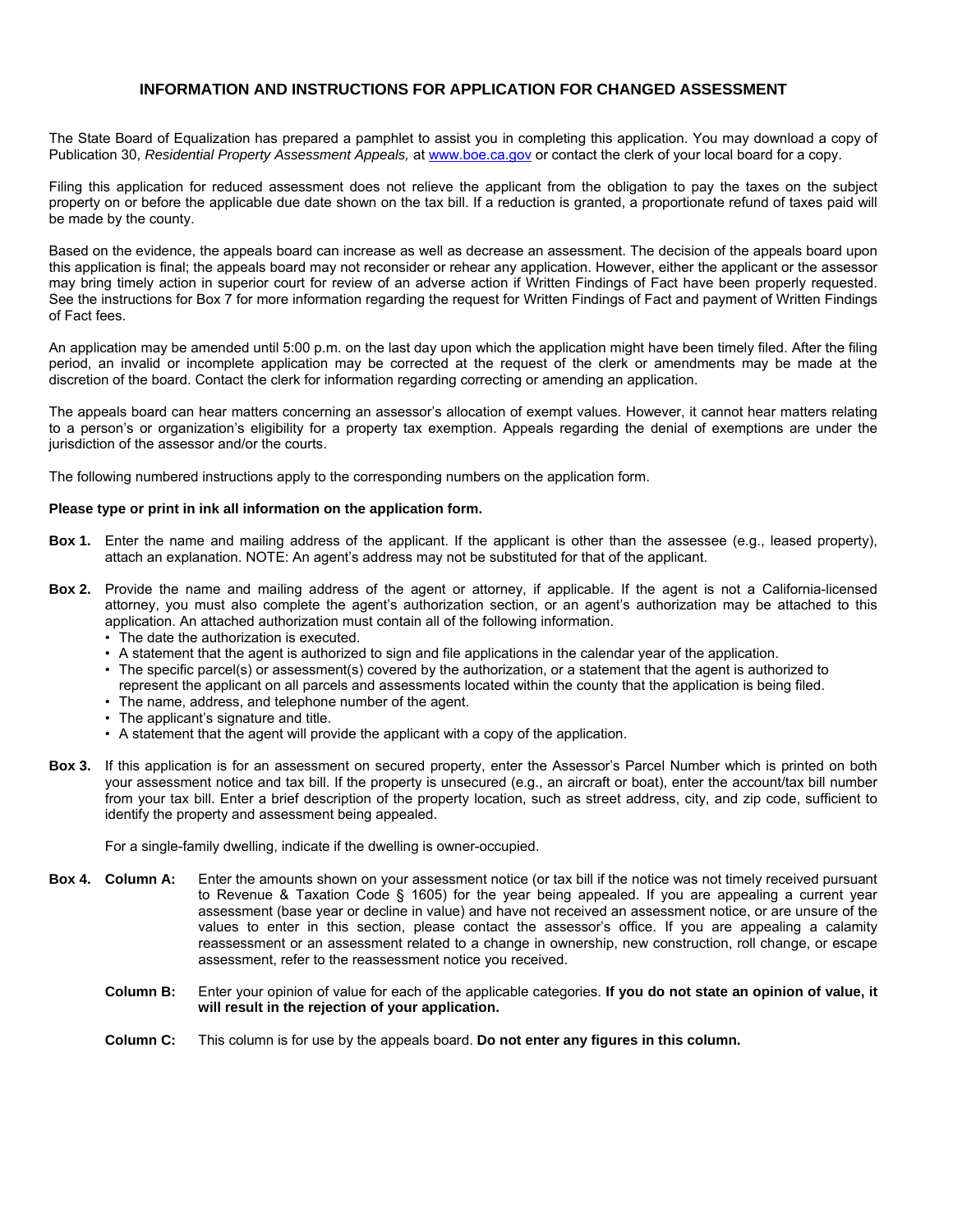# INFORMATION AND INSTRUCTIONS FOR APPLICATION FOR CHANGED ASSESSMENT

The State Board of Equalization has prepared a pamphlet to assist you in completing this application. You may download a copy of Publication 30, *Residential Property Assessment Appeals,* at www.boe.ca.gov or contact the clerk of your local board for a copy.

Filing this application for reduced assessment does not relieve the applicant from the obligation to pay the taxes on the subject property on or before the applicable due date shown on the tax bill. If a reduction is granted, a proportionate refund of taxes paid will be made by the county.

Based on the evidence, the appeals board can increase as well as decrease an assessment. The decision of the appeals board upon this application is final; the appeals board may not reconsider or rehear any application. However, either the applicant or the assessor may bring timely action in superior court for review of an adverse action if Written Findings of Fact have been properly requested. See the instructions for Box 7 for more information regarding the request for Written Findings of Fact and payment of Written Findings of Fact fees.

An application may be amended until 5:00 p.m. on the last day upon which the application might have been timely filed. After the filing period, an invalid or incomplete application may be corrected at the request of the clerk or amendments may be made at the discretion of the board. Contact the clerk for information regarding correcting or amending an application.

The appeals board can hear matters concerning an assessor's allocation of exempt values. However, it cannot hear matters relating to a person's or organization's eligibility for a property tax exemption. Appeals regarding the denial of exemptions are under the jurisdiction of the assessor and/or the courts.

The following numbered instructions apply to the corresponding numbers on the application form.

**Please type or print in ink all information on the application form.**

**Box 1.** Enter the name and mailing address of the applicant. If the applicant is other than the assessee (e.g., leased property), attach an explanation. NOTE: An agent's address may not be substituted for that of the applicant.

**Box 2.** Provide the name and mailing address of the agent or attorney, if applicable. If the agent is not a California-licensed attorney, you must also complete the agent's authorization section, or an agent's authorization may be attached to this application. An attached authorization must contain all of the following information.

- The date the authorization is executed.
- A statement that the agent is authorized to sign and file applications in the calendar year of the application.
- The specific parcel(s) or assessment(s) covered by the authorization, or a statement that the agent is authorized to represent the applicant on all parcels and assessments located within the county that the application is being filed.
- The name, address, and telephone number of the agent.
- The applicant's signature and title.
- A statement that the agent will provide the applicant with a copy of the application.

**Box 3.** If this application is for an assessment on secured property, enter the Assessor's Parcel Number which is printed on both your assessment notice and tax bill. If the property is unsecured (e.g., an aircraft or boat), enter the account/tax bill number from your tax bill. Enter a brief description of the property location, such as street address, city, and zip code, sufficient to identify the property and assessment being appealed.

For a single-family dwelling, indicate if the dwelling is owner-occupied.

**Box 4. Column A:** Enter the amounts shown on your assessment notice (or tax bill if the notice was not timely received pursuant to Revenue & Taxation Code § 1605) for the year being appealed. If you are appealing a current year assessment (base year or decline in value) and have not received an assessment notice, or are unsure of the values to enter in this section, please contact the assessor's office. If you are appealing a calamity reassessment or an assessment related to a change in ownership, new construction, roll change, or escape assessment, refer to the reassessment notice you received.

**Column B:** Enter your opinion of value for each of the applicable categories. **If you do not state an opinion of value, it will result in the rejection of your application.**

**Column C:** This column is for use by the appeals board. **Do not enter any figures in this column.**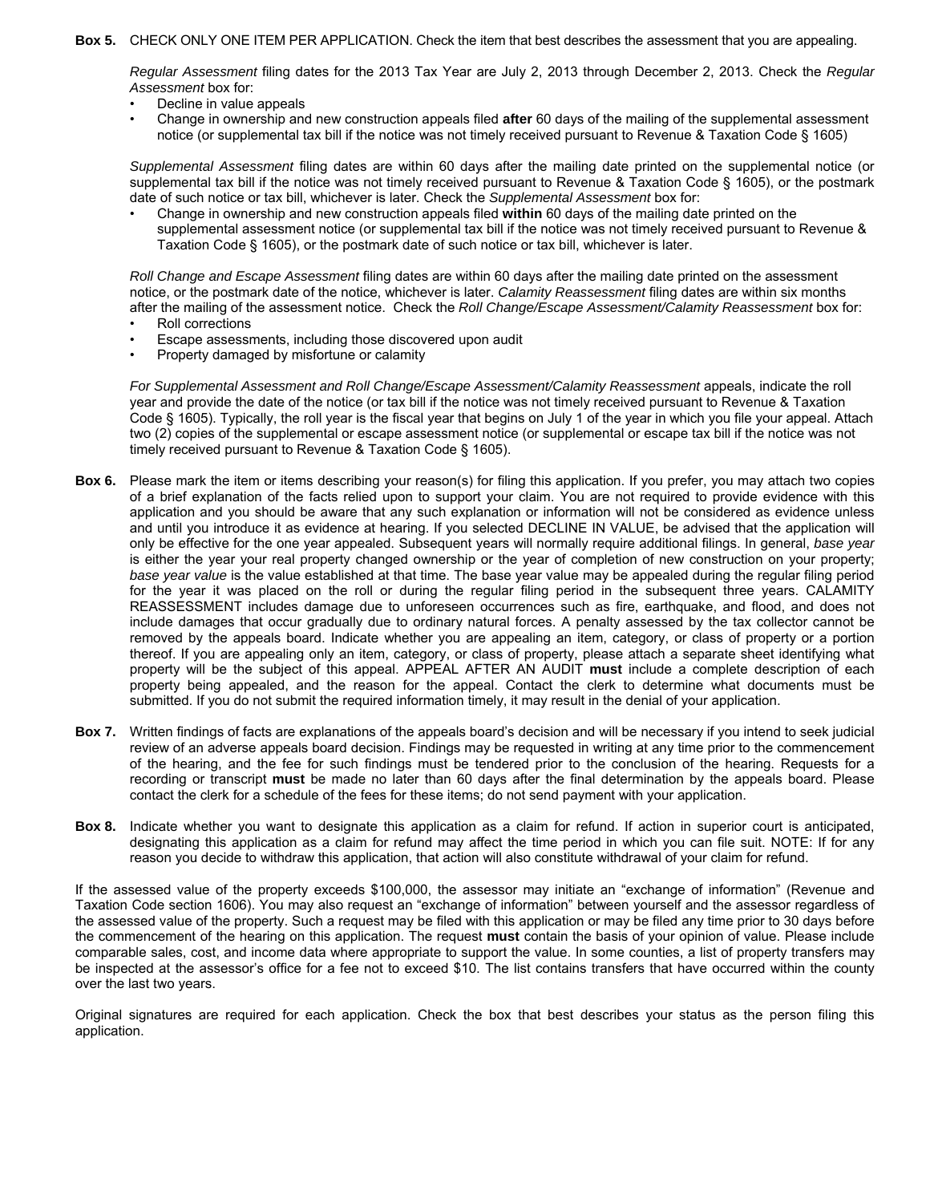**Box 5.** CHECK ONLY ONE ITEM PER APPLICATION. Check the item that best describes the assessment that you are appealing.

*Regular Assessment* filing dates for the 2013 Tax Year are July 2, 2013 through December 2, 2013. Check the *Regular Assessment* box for:

- Decline in value appeals
- Change in ownership and new construction appeals filed **after** 60 days of the mailing of the supplemental assessment notice (or supplemental tax bill if the notice was not timely received pursuant to Revenue & Taxation Code § 1605)

*Supplemental Assessment* filing dates are within 60 days after the mailing date printed on the supplemental notice (or supplemental tax bill if the notice was not timely received pursuant to Revenue & Taxation Code § 1605), or the postmark date of such notice or tax bill, whichever is later. Check the *Supplemental Assessment* box for:

- Change in ownership and new construction appeals filed **within** 60 days of the mailing date printed on the supplemental assessment notice (or supplemental tax bill if the notice was not timely received pursuant to Revenue & Taxation Code § 1605), or the postmark date of such notice or tax bill, whichever is later.

*Roll Change and Escape Assessment* filing dates are within 60 days after the mailing date printed on the assessment notice, or the postmark date of the notice, whichever is later. *Calamity Reassessment* filing dates are within six months after the mailing of the assessment notice. Check the *Roll Change/Escape Assessment/Calamity Reassessment* box for:

- Roll corrections
- Escape assessments, including those discovered upon audit
- Property damaged by misfortune or calamity

*For Supplemental Assessment and Roll Change/Escape Assessment/Calamity Reassessment* appeals, indicate the roll year and provide the date of the notice (or tax bill if the notice was not timely received pursuant to Revenue & Taxation Code § 1605). Typically, the roll year is the fiscal year that begins on July 1 of the year in which you file your appeal. Attach two (2) copies of the supplemental or escape assessment notice (or supplemental or escape tax bill if the notice was not timely received pursuant to Revenue & Taxation Code § 1605).

**Box 6.** Please mark the item or items describing your reason(s) for filing this application. If you prefer, you may attach two copies of a brief explanation of the facts relied upon to support your claim. You are not required to provide evidence with this application and you should be aware that any such explanation or information will not be considered as evidence unless and until you introduce it as evidence at hearing. If you selected DECLINE IN VALUE, be advised that the application will only be effective for the one year appealed. Subsequent years will normally require additional filings. In general, *base year* is either the year your real property changed ownership or the year of completion of new construction on your property; *base year value* is the value established at that time. The base year value may be appealed during the regular filing period for the year it was placed on the roll or during the regular filing period in the subsequent three years. CALAMITY REASSESSMENT includes damage due to unforeseen occurrences such as fire, earthquake, and flood, and does not include damages that occur gradually due to ordinary natural forces. A penalty assessed by the tax collector cannot be removed by the appeals board. Indicate whether you are appealing an item, category, or class of property or a portion thereof. If you are appealing only an item, category, or class of property, please attach a separate sheet identifying what property will be the subject of this appeal. APPEAL AFTER AN AUDIT **must** include a complete description of each property being appealed, and the reason for the appeal. Contact the clerk to determine what documents must be submitted. If you do not submit the required information timely, it may result in the denial of your application.

**Box 7.** Written findings of facts are explanations of the appeals board's decision and will be necessary if you intend to seek judicial review of an adverse appeals board decision. Findings may be requested in writing at any time prior to the commencement of the hearing, and the fee for such findings must be tendered prior to the conclusion of the hearing. Requests for a recording or transcript **must** be made no later than 60 days after the final determination by the appeals board. Please contact the clerk for a schedule of the fees for these items; do not send payment with your application.

**Box 8.** Indicate whether you want to designate this application as a claim for refund. If action in superior court is anticipated, designating this application as a claim for refund may affect the time period in which you can file suit. NOTE: If for any reason you decide to withdraw this application, that action will also constitute withdrawal of your claim for refund.

If the assessed value of the property exceeds $100,000, the assessor may initiate an "exchange of information" (Revenue and Taxation Code section 1606). You may also request an "exchange of information" between yourself and the assessor regardless of the assessed value of the property. Such a request may be filed with this application or may be filed any time prior to 30 days before the commencement of the hearing on this application. The request **must** contain the basis of your opinion of value. Please include comparable sales, cost, and income data where appropriate to support the value. In some counties, a list of property transfers may be inspected at the assessor's office for a fee not to exceed $10. The list contains transfers that have occurred within the county over the last two years.

Original signatures are required for each application. Check the box that best describes your status as the person filing this application.